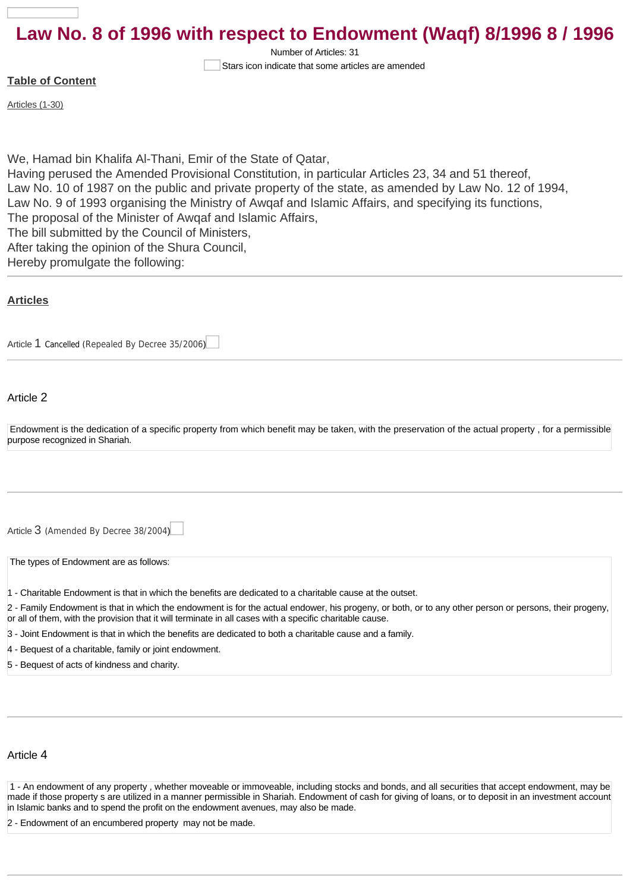# Law No. 8 of 1996 with respect to Endowment (Waqf) 8/1996 8 / 1996

Number of Articles: 31

Stars icon indicate that some articles are amended

**Table of Content**

Articles (1-30)

We, Hamad bin Khalifa Al-Thani, Emir of the State of Qatar,
Having perused the Amended Provisional Constitution, in particular Articles 23, 34 and 51 thereof,
Law No. 10 of 1987 on the public and private property of the state, as amended by Law No. 12 of 1994,
Law No. 9 of 1993 organising the Ministry of Awqaf and Islamic Affairs, and specifying its functions,
The proposal of the Minister of Awqaf and Islamic Affairs,
The bill submitted by the Council of Ministers,
After taking the opinion of the Shura Council,
Hereby promulgate the following:

## Articles

Article 1 Cancelled (Repealed By Decree 35/2006)

Article 2

Endowment is the dedication of a specific property from which benefit may be taken, with the preservation of the actual property , for a permissible purpose recognized in Shariah.

Article 3 (Amended By Decree 38/2004)

The types of Endowment are as follows:

1 - Charitable Endowment is that in which the benefits are dedicated to a charitable cause at the outset.

2 - Family Endowment is that in which the endowment is for the actual endower, his progeny, or both, or to any other person or persons, their progeny, or all of them, with the provision that it will terminate in all cases with a specific charitable cause.

3 - Joint Endowment is that in which the benefits are dedicated to both a charitable cause and a family.

4 - Bequest of a charitable, family or joint endowment.

5 - Bequest of acts of kindness and charity.

Article 4

1 - An endowment of any property , whether moveable or immoveable, including stocks and bonds, and all securities that accept endowment, may be made if those property s are utilized in a manner permissible in Shariah. Endowment of cash for giving of loans, or to deposit in an investment account in Islamic banks and to spend the profit on the endowment avenues, may also be made.

2 - Endowment of an encumbered property may not be made.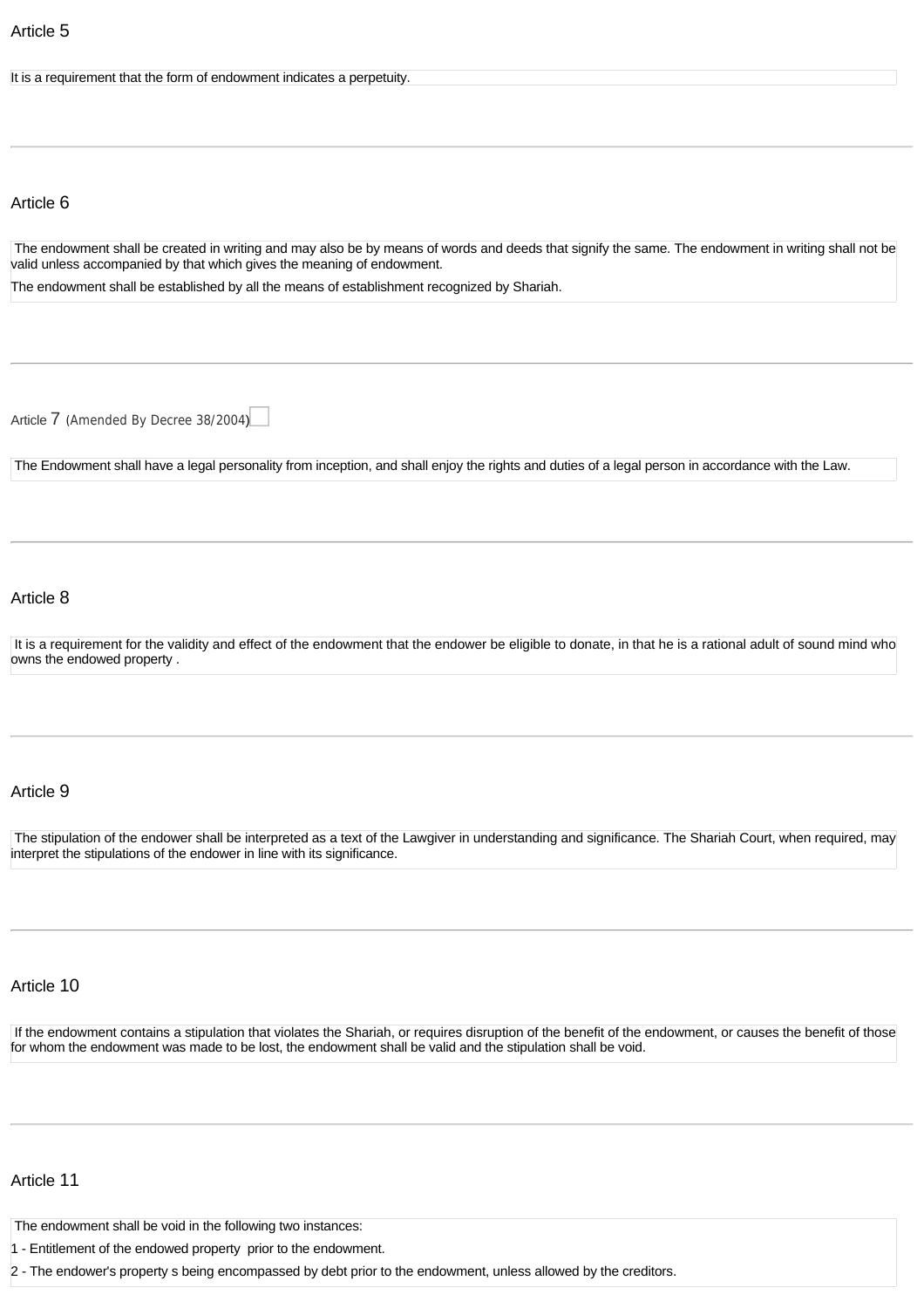## Article 5

It is a requirement that the form of endowment indicates a perpetuity.

---

## Article 6

The endowment shall be created in writing and may also be by means of words and deeds that signify the same. The endowment in writing shall not be valid unless accompanied by that which gives the meaning of endowment.

The endowment shall be established by all the means of establishment recognized by Shariah.

---

## Article 7 (Amended By Decree 38/2004)

The Endowment shall have a legal personality from inception, and shall enjoy the rights and duties of a legal person in accordance with the Law.

---

## Article 8

It is a requirement for the validity and effect of the endowment that the endower be eligible to donate, in that he is a rational adult of sound mind who owns the endowed property .

---

## Article 9

The stipulation of the endower shall be interpreted as a text of the Lawgiver in understanding and significance. The Shariah Court, when required, may interpret the stipulations of the endower in line with its significance.

---

## Article 10

If the endowment contains a stipulation that violates the Shariah, or requires disruption of the benefit of the endowment, or causes the benefit of those for whom the endowment was made to be lost, the endowment shall be valid and the stipulation shall be void.

---

## Article 11

The endowment shall be void in the following two instances:

1 - Entitlement of the endowed property prior to the endowment.

2 - The endower's property s being encompassed by debt prior to the endowment, unless allowed by the creditors.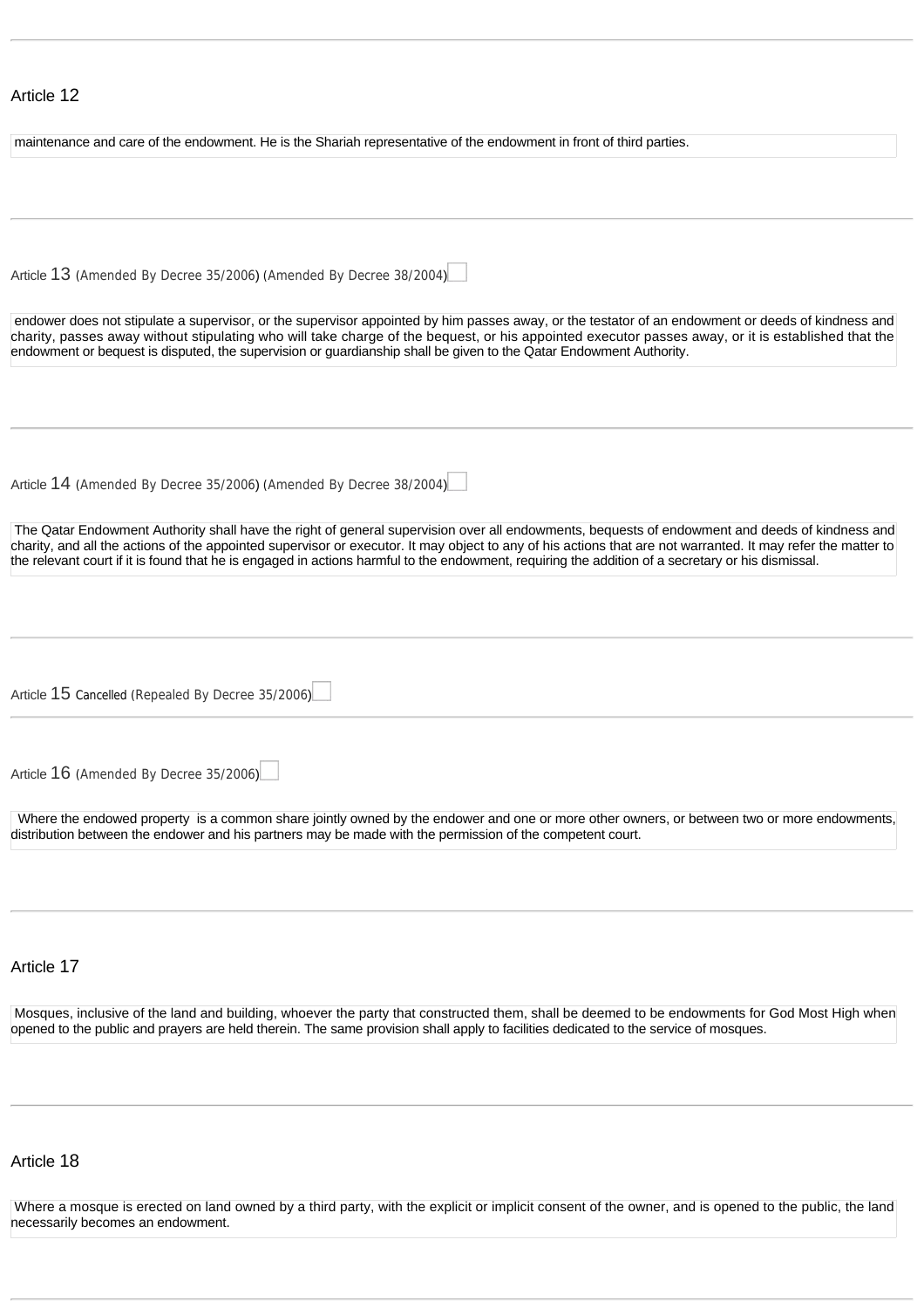## Article 12

maintenance and care of the endowment. He is the Shariah representative of the endowment in front of third parties.

## Article 13 (Amended By Decree 35/2006) (Amended By Decree 38/2004)

endower does not stipulate a supervisor, or the supervisor appointed by him passes away, or the testator of an endowment or deeds of kindness and charity, passes away without stipulating who will take charge of the bequest, or his appointed executor passes away, or it is established that the endowment or bequest is disputed, the supervision or guardianship shall be given to the Qatar Endowment Authority.

## Article 14 (Amended By Decree 35/2006) (Amended By Decree 38/2004)

The Qatar Endowment Authority shall have the right of general supervision over all endowments, bequests of endowment and deeds of kindness and charity, and all the actions of the appointed supervisor or executor. It may object to any of his actions that are not warranted. It may refer the matter to the relevant court if it is found that he is engaged in actions harmful to the endowment, requiring the addition of a secretary or his dismissal.

## Article 15 Cancelled (Repealed By Decree 35/2006)

## Article 16 (Amended By Decree 35/2006)

Where the endowed property is a common share jointly owned by the endower and one or more other owners, or between two or more endowments, distribution between the endower and his partners may be made with the permission of the competent court.

## Article 17

Mosques, inclusive of the land and building, whoever the party that constructed them, shall be deemed to be endowments for God Most High when opened to the public and prayers are held therein. The same provision shall apply to facilities dedicated to the service of mosques.

## Article 18

Where a mosque is erected on land owned by a third party, with the explicit or implicit consent of the owner, and is opened to the public, the land necessarily becomes an endowment.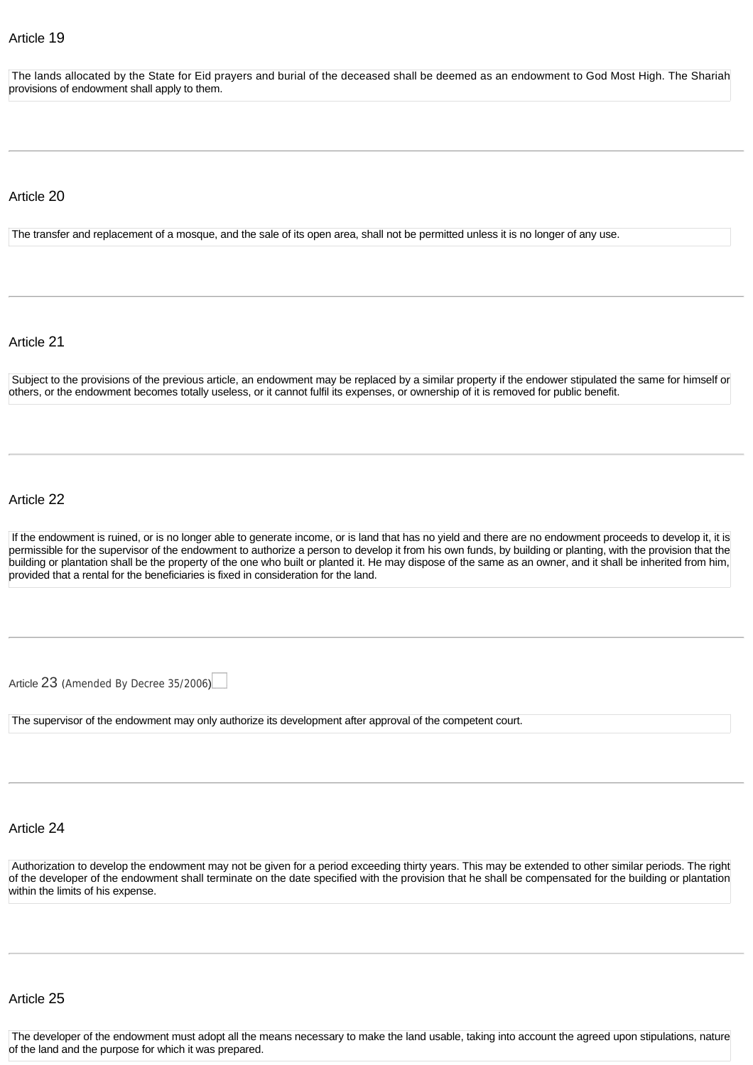## Article 19

The lands allocated by the State for Eid prayers and burial of the deceased shall be deemed as an endowment to God Most High. The Shariah provisions of endowment shall apply to them.

---

## Article 20

The transfer and replacement of a mosque, and the sale of its open area, shall not be permitted unless it is no longer of any use.

---

## Article 21

Subject to the provisions of the previous article, an endowment may be replaced by a similar property if the endower stipulated the same for himself or others, or the endowment becomes totally useless, or it cannot fulfil its expenses, or ownership of it is removed for public benefit.

---

## Article 22

If the endowment is ruined, or is no longer able to generate income, or is land that has no yield and there are no endowment proceeds to develop it, it is permissible for the supervisor of the endowment to authorize a person to develop it from his own funds, by building or planting, with the provision that the building or plantation shall be the property of the one who built or planted it. He may dispose of the same as an owner, and it shall be inherited from him, provided that a rental for the beneficiaries is fixed in consideration for the land.

---

## Article 23 (Amended By Decree 35/2006)

The supervisor of the endowment may only authorize its development after approval of the competent court.

---

## Article 24

Authorization to develop the endowment may not be given for a period exceeding thirty years. This may be extended to other similar periods. The right of the developer of the endowment shall terminate on the date specified with the provision that he shall be compensated for the building or plantation within the limits of his expense.

---

## Article 25

The developer of the endowment must adopt all the means necessary to make the land usable, taking into account the agreed upon stipulations, nature of the land and the purpose for which it was prepared.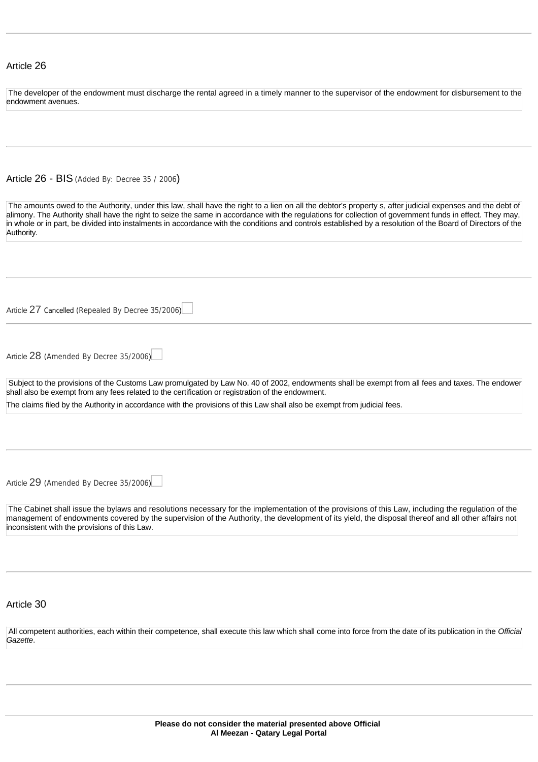## Article 26

The developer of the endowment must discharge the rental agreed in a timely manner to the supervisor of the endowment for disbursement to the endowment avenues.

## Article 26 - BIS (Added By: Decree 35 / 2006)

The amounts owed to the Authority, under this law, shall have the right to a lien on all the debtor's property s, after judicial expenses and the debt of alimony. The Authority shall have the right to seize the same in accordance with the regulations for collection of government funds in effect. They may, in whole or in part, be divided into instalments in accordance with the conditions and controls established by a resolution of the Board of Directors of the Authority.

## Article 27 Cancelled (Repealed By Decree 35/2006)

## Article 28 (Amended By Decree 35/2006)

Subject to the provisions of the Customs Law promulgated by Law No. 40 of 2002, endowments shall be exempt from all fees and taxes. The endower shall also be exempt from any fees related to the certification or registration of the endowment.

The claims filed by the Authority in accordance with the provisions of this Law shall also be exempt from judicial fees.

## Article 29 (Amended By Decree 35/2006)

The Cabinet shall issue the bylaws and resolutions necessary for the implementation of the provisions of this Law, including the regulation of the management of endowments covered by the supervision of the Authority, the development of its yield, the disposal thereof and all other affairs not inconsistent with the provisions of this Law.

## Article 30

All competent authorities, each within their competence, shall execute this law which shall come into force from the date of its publication in the *Official Gazette*.